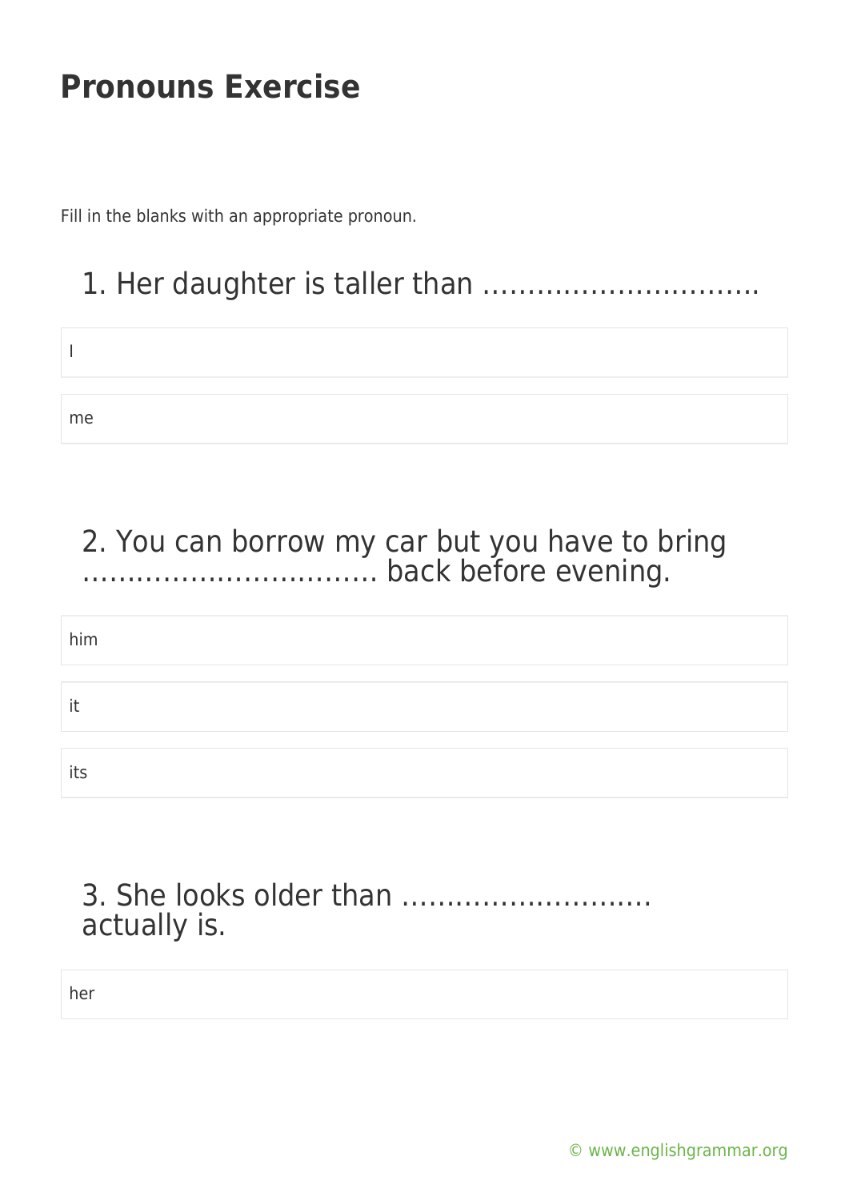# Pronouns Exercise

Fill in the blanks with an appropriate pronoun.

## 1. Her daughter is taller than …………………………..

- I
- me

## 2. You can borrow my car but you have to bring …………………………… back before evening.

- him
- it
- its

## 3. She looks older than ………………………. actually is.

- her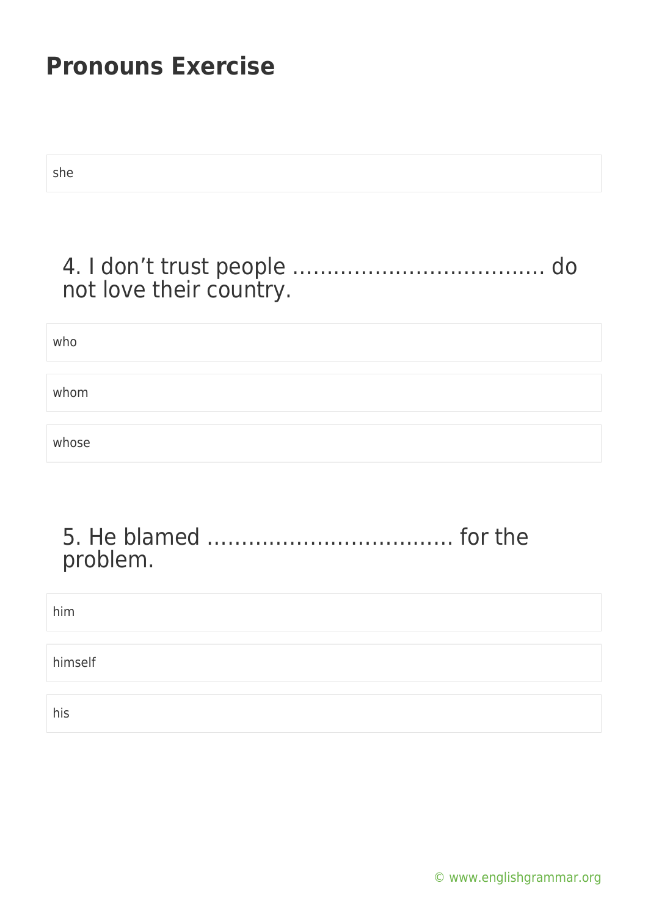## Pronouns Exercise

she

### 4. I don't trust people ……………………………… do not love their country.

who

whom

whose

### 5. He blamed ……………………………… for the problem.

him

himself

his

© www.englishgrammar.org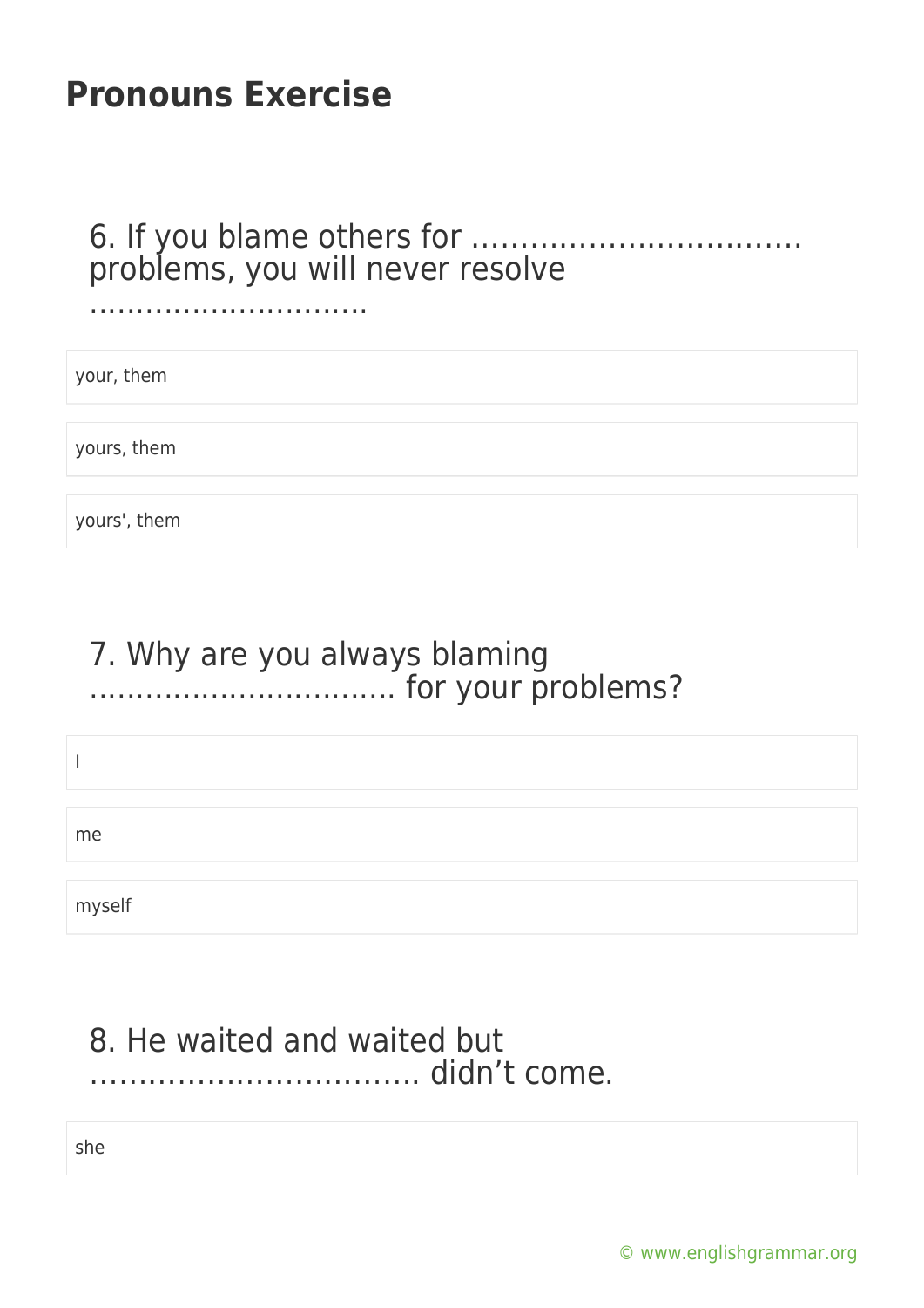# Pronouns Exercise

6. If you blame others for …………………………… problems, you will never resolve …………………………

your, them

yours, them

yours', them

7. Why are you always blaming …………………………… for your problems?

I

me

myself

8. He waited and waited but …………………………… didn't come.

she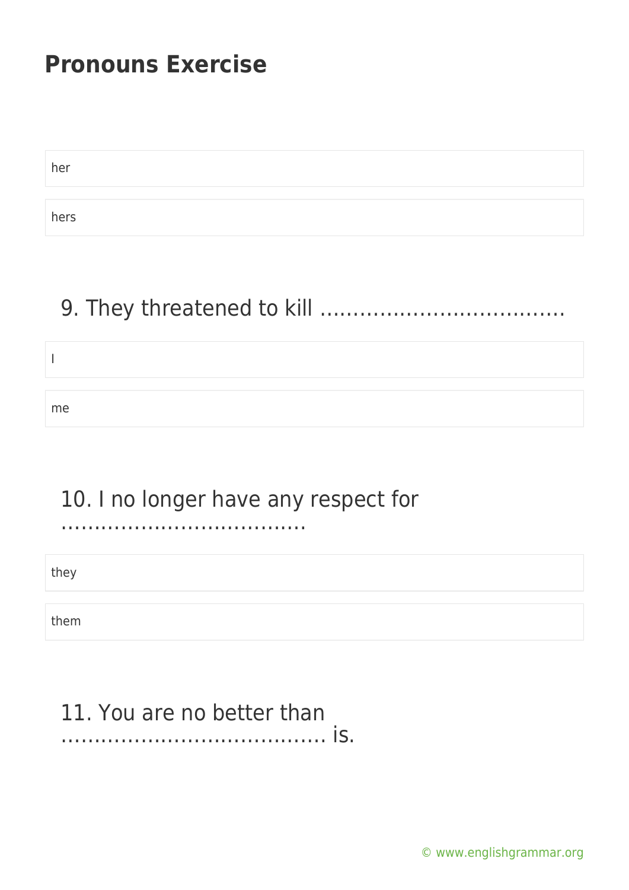# Pronouns Exercise

her

hers

## 9. They threatened to kill ………………………………

I

me

## 10. I no longer have any respect for ……………………………….

they

them

## 11. You are no better than ………………………………… is.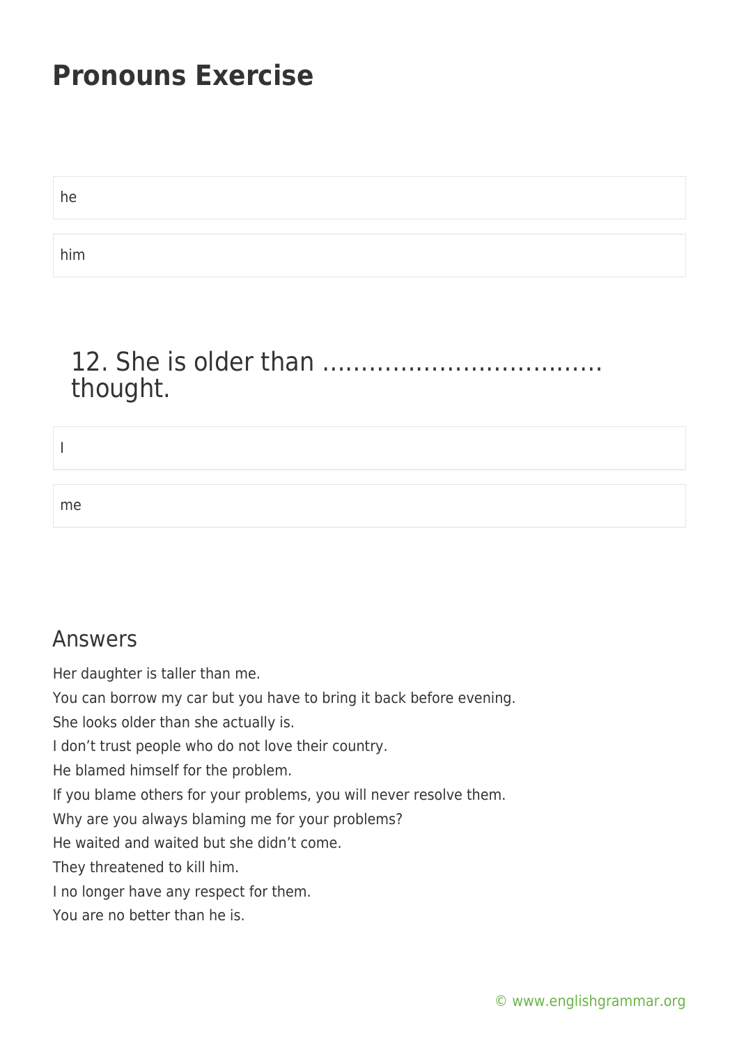# Pronouns Exercise

he

him

### 12. She is older than ………………………………. thought.

I

me

## Answers

Her daughter is taller than me.

You can borrow my car but you have to bring it back before evening.

She looks older than she actually is.

I don't trust people who do not love their country.

He blamed himself for the problem.

If you blame others for your problems, you will never resolve them.

Why are you always blaming me for your problems?

He waited and waited but she didn't come.

They threatened to kill him.

I no longer have any respect for them.

You are no better than he is.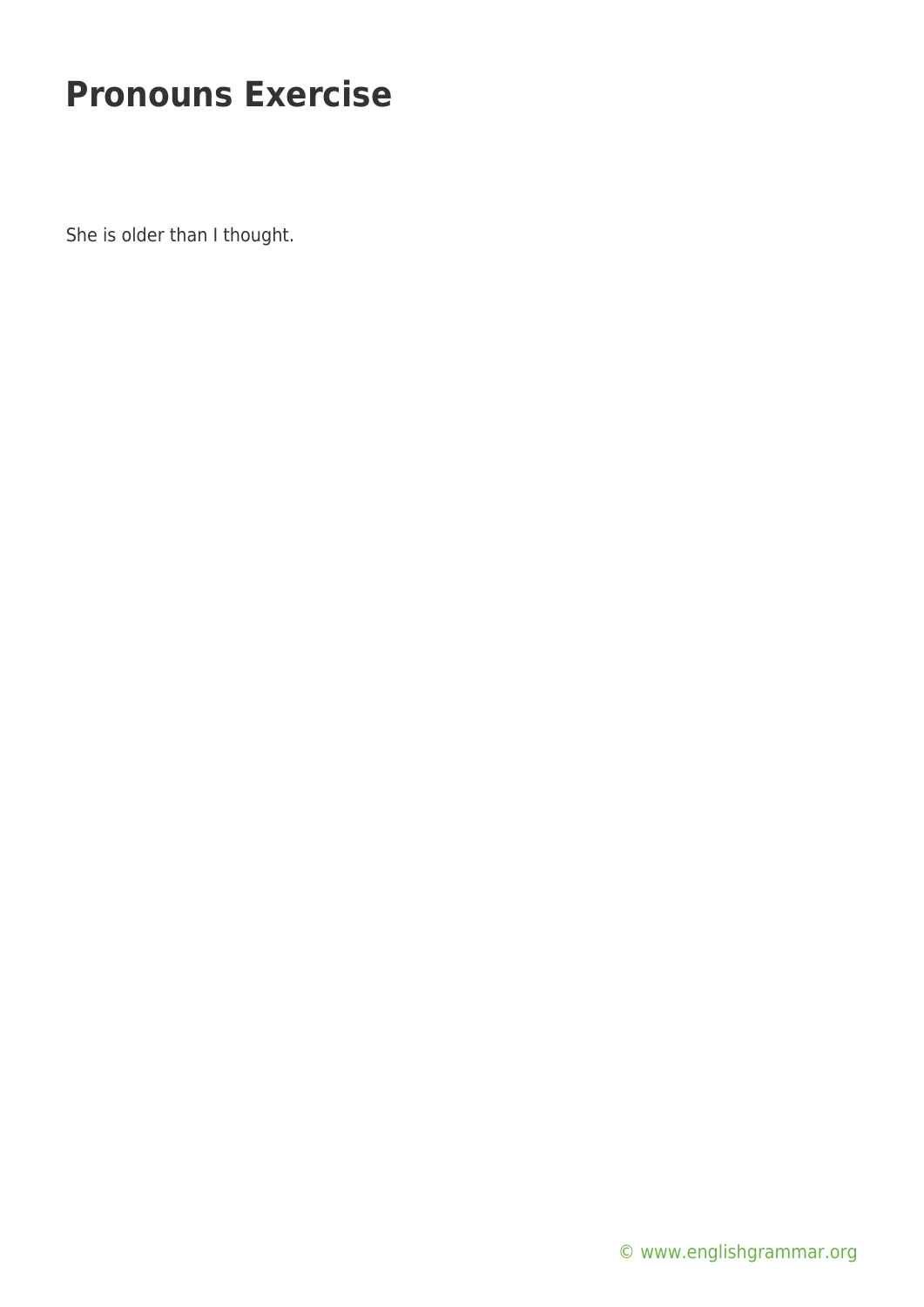# Pronouns Exercise

She is older than I thought.